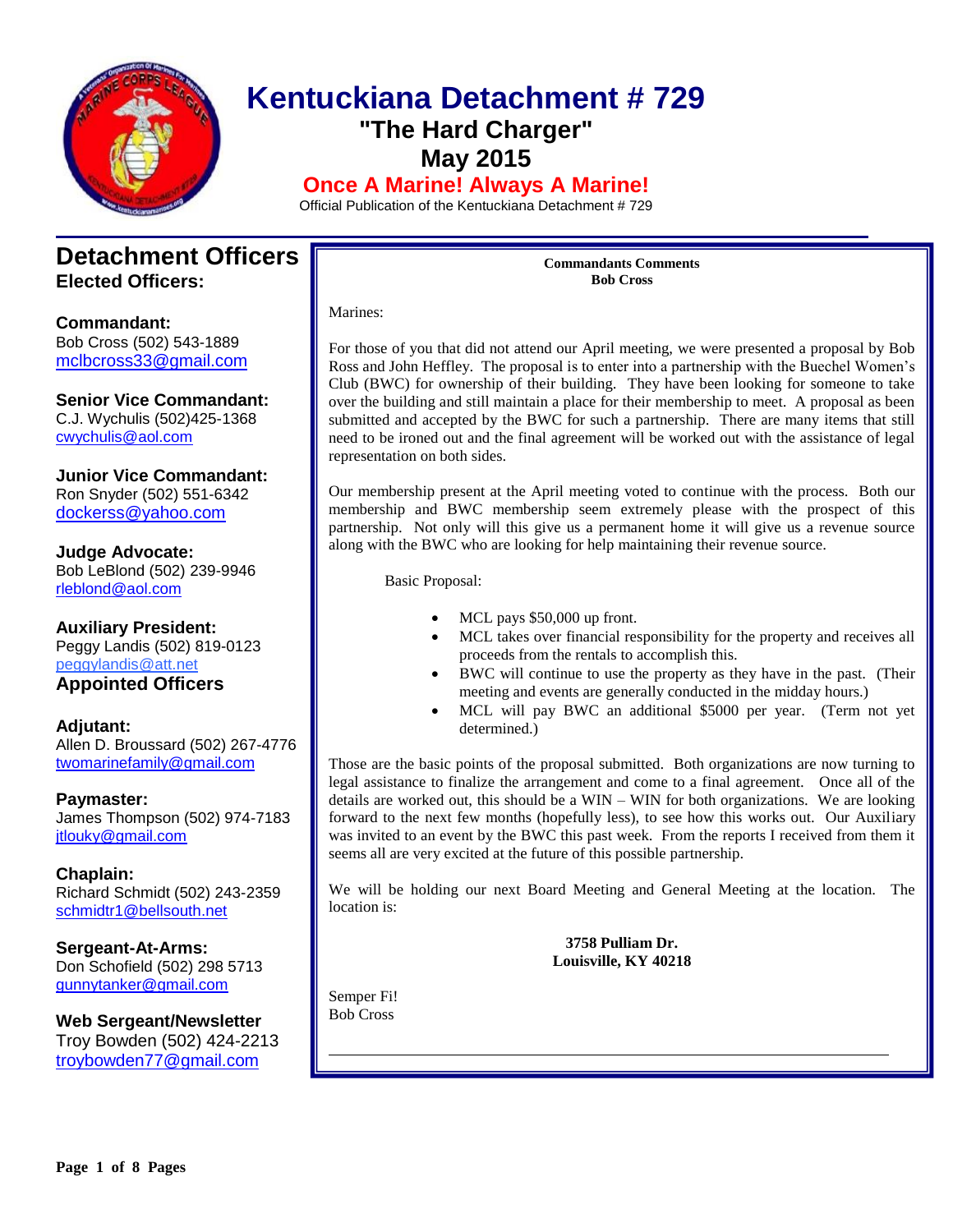# Kentuckiana Detachment # 729

## "The Hard Charger"

## May 2015

**Once A Marine! Always A Marine!**

Official Publication of the Kentuckiana Detachment # 729

## Detachment Officers

### Elected Officers:

**Commandant:**
Bob Cross (502) 543-1889
mclbcross33@gmail.com

**Senior Vice Commandant:**
C.J. Wychulis (502)425-1368
cwychulis@aol.com

**Junior Vice Commandant:**
Ron Snyder (502) 551-6342
dockerss@yahoo.com

**Judge Advocate:**
Bob LeBlond (502) 239-9946
rleblond@aol.com

**Auxiliary President:**
Peggy Landis (502) 819-0123
peggylandis@att.net

### Appointed Officers

**Adjutant:**
Allen D. Broussard (502) 267-4776
twomarinefamily@gmail.com

**Paymaster:**
James Thompson (502) 974-7183
jtlouky@gmail.com

**Chaplain:**
Richard Schmidt (502) 243-2359
schmidtr1@bellsouth.net

**Sergeant-At-Arms:**
Don Schofield (502) 298 5713
gunnytanker@gmail.com

**Web Sergeant/Newsletter**
Troy Bowden (502) 424-2213
troybowden77@gmail.com

**Commandants Comments**
**Bob Cross**

Marines:

For those of you that did not attend our April meeting, we were presented a proposal by Bob Ross and John Heffley. The proposal is to enter into a partnership with the Buechel Women's Club (BWC) for ownership of their building. They have been looking for someone to take over the building and still maintain a place for their membership to meet. A proposal as been submitted and accepted by the BWC for such a partnership. There are many items that still need to be ironed out and the final agreement will be worked out with the assistance of legal representation on both sides.

Our membership present at the April meeting voted to continue with the process. Both our membership and BWC membership seem extremely please with the prospect of this partnership. Not only will this give us a permanent home it will give us a revenue source along with the BWC who are looking for help maintaining their revenue source.

Basic Proposal:

- MCL pays $50,000 up front.
- MCL takes over financial responsibility for the property and receives all proceeds from the rentals to accomplish this.
- BWC will continue to use the property as they have in the past. (Their meeting and events are generally conducted in the midday hours.)
- MCL will pay BWC an additional $5000 per year. (Term not yet determined.)

Those are the basic points of the proposal submitted. Both organizations are now turning to legal assistance to finalize the arrangement and come to a final agreement. Once all of the details are worked out, this should be a WIN – WIN for both organizations. We are looking forward to the next few months (hopefully less), to see how this works out. Our Auxiliary was invited to an event by the BWC this past week. From the reports I received from them it seems all are very excited at the future of this possible partnership.

We will be holding our next Board Meeting and General Meeting at the location. The location is:

**3758 Pulliam Dr.**
**Louisville, KY 40218**

Semper Fi!
Bob Cross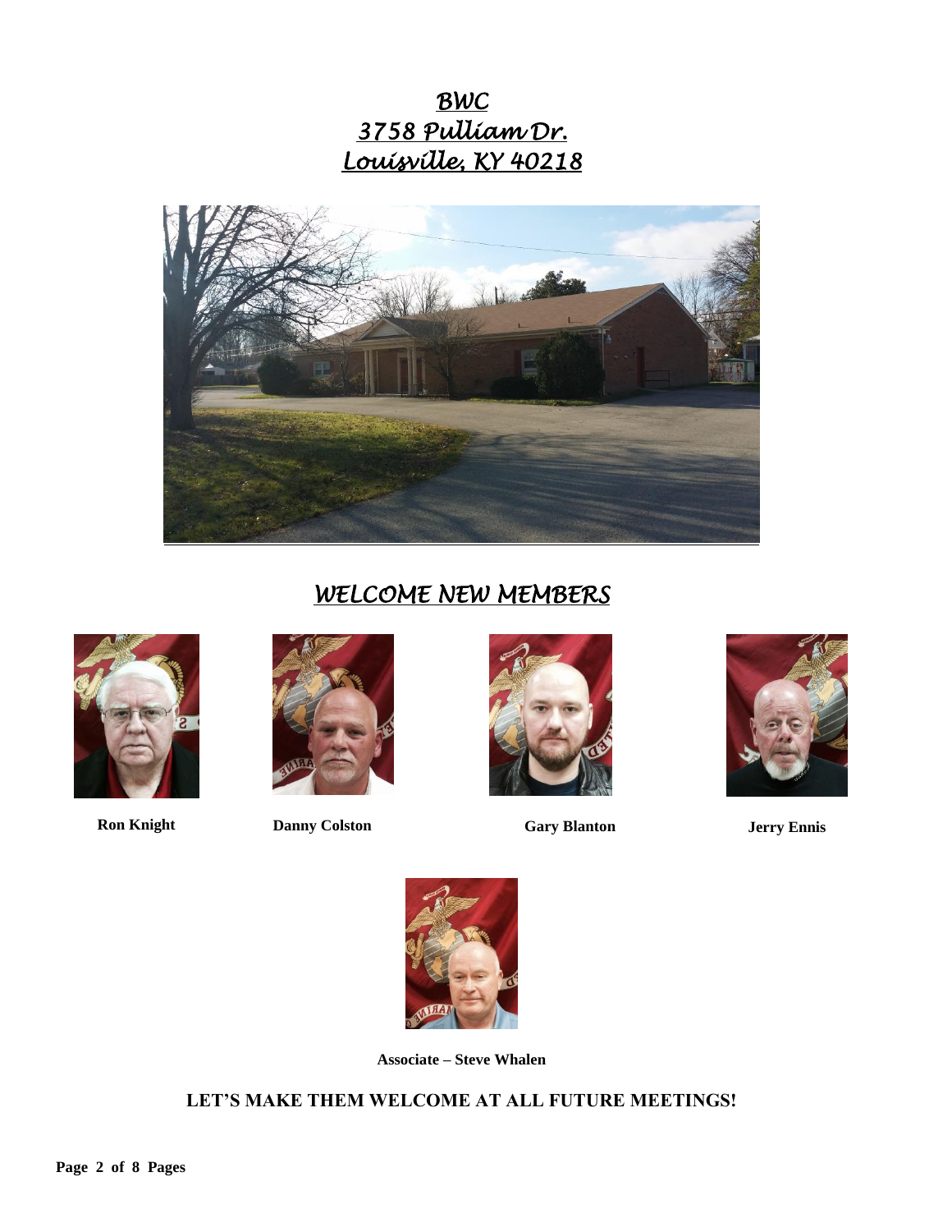# BWC
# 3758 Pulliam Dr.
# Louisville, KY 40218

## WELCOME NEW MEMBERS

**Ron Knight** **Danny Colston** **Gary Blanton** **Jerry Ennis**

**Associate – Steve Whalen**

**LET'S MAKE THEM WELCOME AT ALL FUTURE MEETINGS!**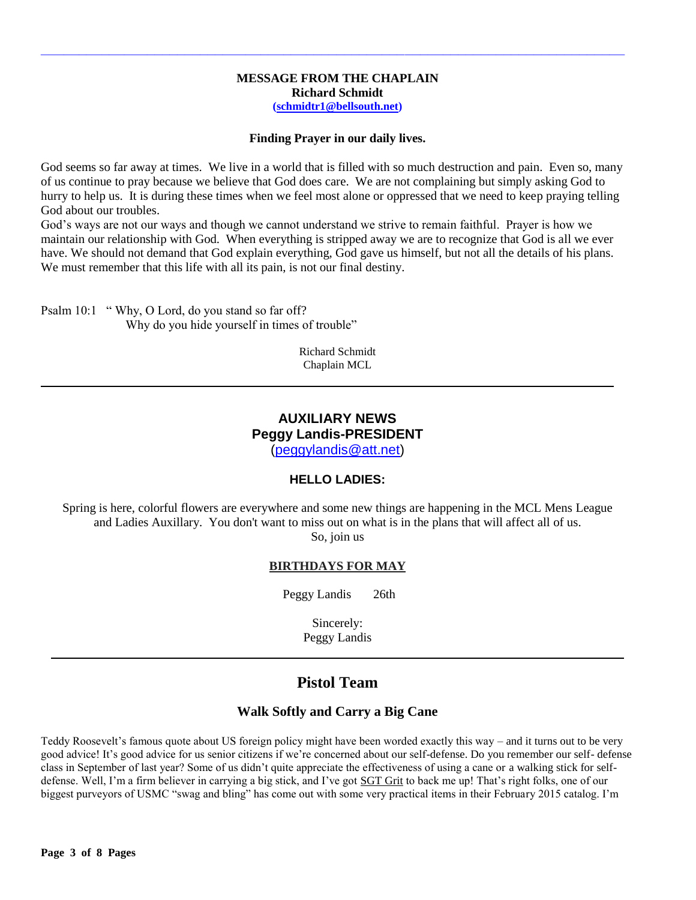## MESSAGE FROM THE CHAPLAIN

**Richard Schmidt**

**(schmidtr1@bellsouth.net)**

**Finding Prayer in our daily lives.**

God seems so far away at times. We live in a world that is filled with so much destruction and pain. Even so, many of us continue to pray because we believe that God does care. We are not complaining but simply asking God to hurry to help us. It is during these times when we feel most alone or oppressed that we need to keep praying telling God about our troubles.

God's ways are not our ways and though we cannot understand we strive to remain faithful. Prayer is how we maintain our relationship with God. When everything is stripped away we are to recognize that God is all we ever have. We should not demand that God explain everything, God gave us himself, but not all the details of his plans. We must remember that this life with all its pain, is not our final destiny.

Psalm 10:1 " Why, O Lord, do you stand so far off?
Why do you hide yourself in times of trouble"

Richard Schmidt
Chaplain MCL

---

## AUXILIARY NEWS

**Peggy Landis-PRESIDENT**

(peggylandis@att.net)

**HELLO LADIES:**

Spring is here, colorful flowers are everywhere and some new things are happening in the MCL Mens League and Ladies Auxillary. You don't want to miss out on what is in the plans that will affect all of us.
So, join us

**BIRTHDAYS FOR MAY**

Peggy Landis 26th

Sincerely:
Peggy Landis

---

## Pistol Team

### Walk Softly and Carry a Big Cane

Teddy Roosevelt's famous quote about US foreign policy might have been worded exactly this way – and it turns out to be very good advice! It's good advice for us senior citizens if we're concerned about our self-defense. Do you remember our self- defense class in September of last year? Some of us didn't quite appreciate the effectiveness of using a cane or a walking stick for self-defense. Well, I'm a firm believer in carrying a big stick, and I've got SGT Grit to back me up! That's right folks, one of our biggest purveyors of USMC "swag and bling" has come out with some very practical items in their February 2015 catalog. I'm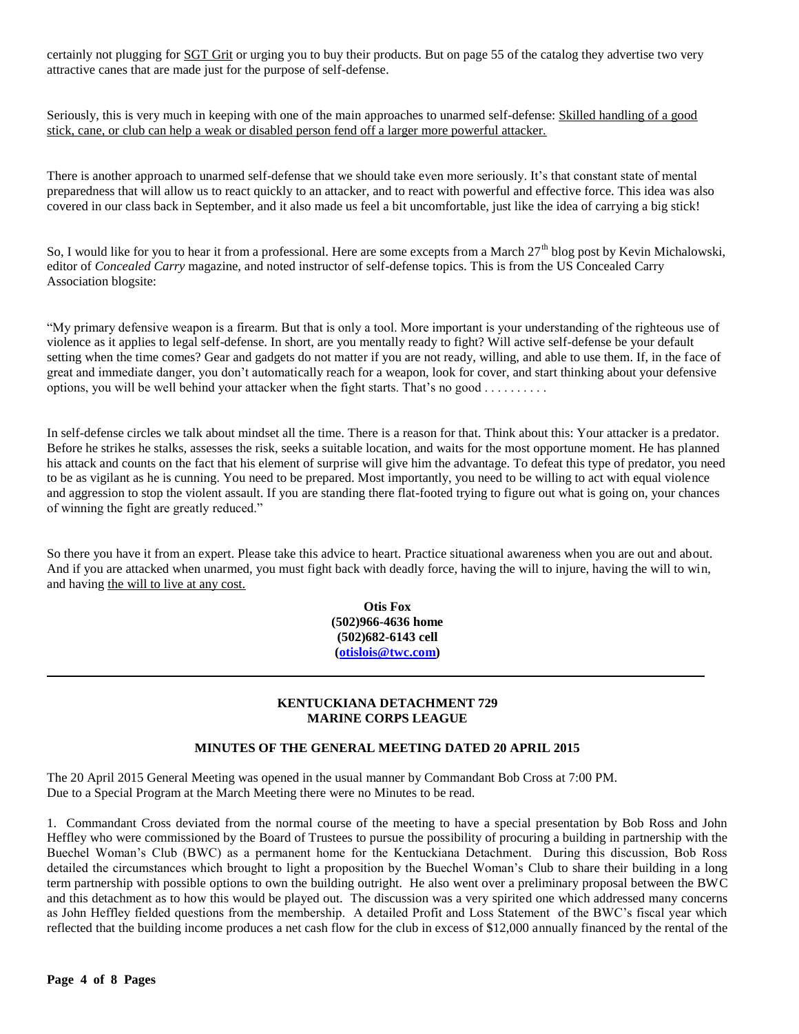certainly not plugging for SGT Grit or urging you to buy their products. But on page 55 of the catalog they advertise two very attractive canes that are made just for the purpose of self-defense.

Seriously, this is very much in keeping with one of the main approaches to unarmed self-defense: Skilled handling of a good stick, cane, or club can help a weak or disabled person fend off a larger more powerful attacker.

There is another approach to unarmed self-defense that we should take even more seriously. It's that constant state of mental preparedness that will allow us to react quickly to an attacker, and to react with powerful and effective force. This idea was also covered in our class back in September, and it also made us feel a bit uncomfortable, just like the idea of carrying a big stick!

So, I would like for you to hear it from a professional. Here are some excepts from a March 27th blog post by Kevin Michalowski, editor of *Concealed Carry* magazine, and noted instructor of self-defense topics. This is from the US Concealed Carry Association blogsite:

"My primary defensive weapon is a firearm. But that is only a tool. More important is your understanding of the righteous use of violence as it applies to legal self-defense. In short, are you mentally ready to fight? Will active self-defense be your default setting when the time comes? Gear and gadgets do not matter if you are not ready, willing, and able to use them. If, in the face of great and immediate danger, you don't automatically reach for a weapon, look for cover, and start thinking about your defensive options, you will be well behind your attacker when the fight starts. That's no good . . . . . . . . . .

In self-defense circles we talk about mindset all the time. There is a reason for that. Think about this: Your attacker is a predator. Before he strikes he stalks, assesses the risk, seeks a suitable location, and waits for the most opportune moment. He has planned his attack and counts on the fact that his element of surprise will give him the advantage. To defeat this type of predator, you need to be as vigilant as he is cunning. You need to be prepared. Most importantly, you need to be willing to act with equal violence and aggression to stop the violent assault. If you are standing there flat-footed trying to figure out what is going on, your chances of winning the fight are greatly reduced."

So there you have it from an expert. Please take this advice to heart. Practice situational awareness when you are out and about. And if you are attacked when unarmed, you must fight back with deadly force, having the will to injure, having the will to win, and having the will to live at any cost.

**Otis Fox**
**(502)966-4636 home**
**(502)682-6143 cell**
**(otislois@twc.com)**

---

**KENTUCKIANA DETACHMENT 729**
**MARINE CORPS LEAGUE**

**MINUTES OF THE GENERAL MEETING DATED 20 APRIL 2015**

The 20 April 2015 General Meeting was opened in the usual manner by Commandant Bob Cross at 7:00 PM.
Due to a Special Program at the March Meeting there were no Minutes to be read.

1. Commandant Cross deviated from the normal course of the meeting to have a special presentation by Bob Ross and John Heffley who were commissioned by the Board of Trustees to pursue the possibility of procuring a building in partnership with the Buechel Woman's Club (BWC) as a permanent home for the Kentuckiana Detachment. During this discussion, Bob Ross detailed the circumstances which brought to light a proposition by the Buechel Woman's Club to share their building in a long term partnership with possible options to own the building outright. He also went over a preliminary proposal between the BWC and this detachment as to how this would be played out. The discussion was a very spirited one which addressed many concerns as John Heffley fielded questions from the membership. A detailed Profit and Loss Statement of the BWC's fiscal year which reflected that the building income produces a net cash flow for the club in excess of $12,000 annually financed by the rental of the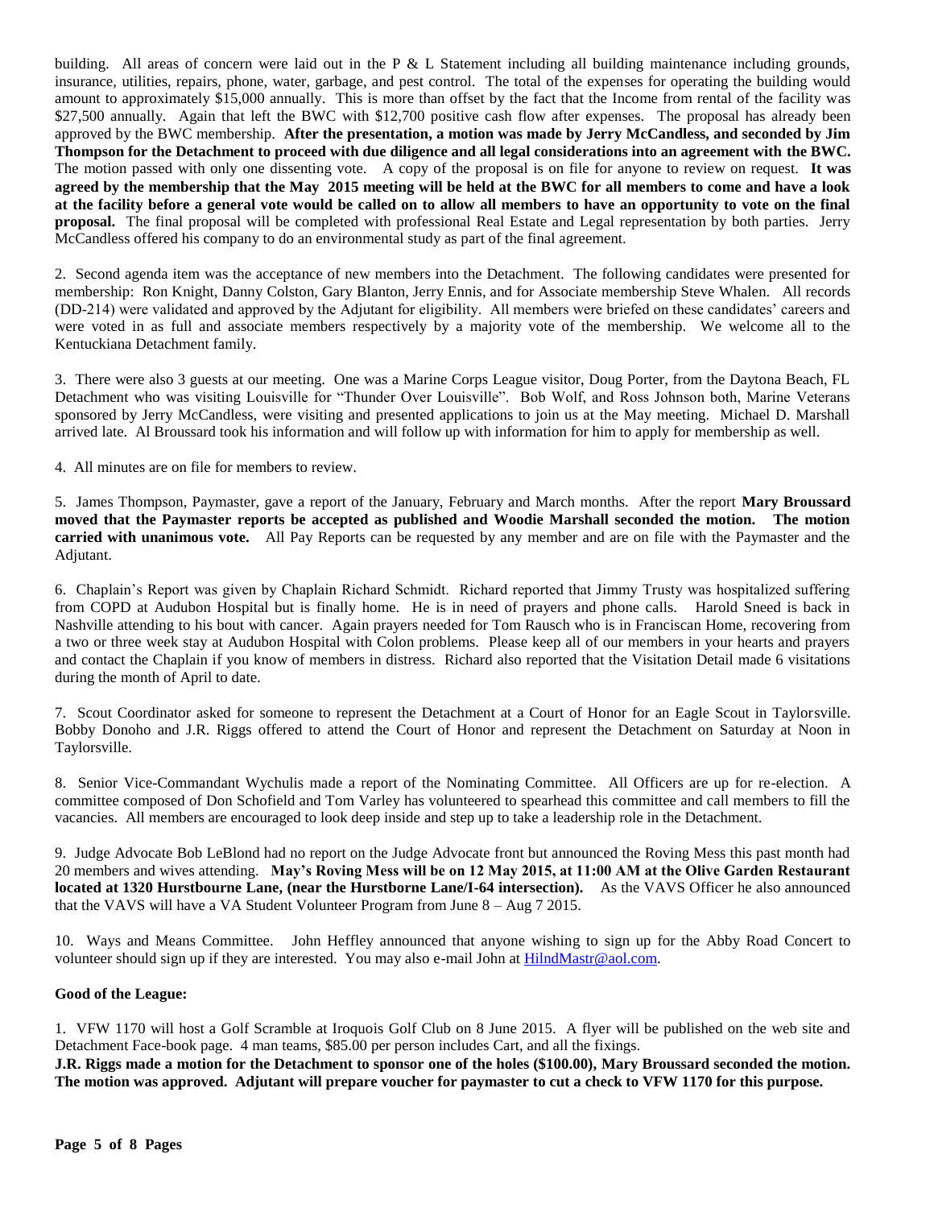building. All areas of concern were laid out in the P & L Statement including all building maintenance including grounds, insurance, utilities, repairs, phone, water, garbage, and pest control. The total of the expenses for operating the building would amount to approximately $15,000 annually. This is more than offset by the fact that the Income from rental of the facility was $27,500 annually. Again that left the BWC with $12,700 positive cash flow after expenses. The proposal has already been approved by the BWC membership. **After the presentation, a motion was made by Jerry McCandless, and seconded by Jim Thompson for the Detachment to proceed with due diligence and all legal considerations into an agreement with the BWC.** The motion passed with only one dissenting vote. A copy of the proposal is on file for anyone to review on request. **It was agreed by the membership that the May 2015 meeting will be held at the BWC for all members to come and have a look at the facility before a general vote would be called on to allow all members to have an opportunity to vote on the final proposal.** The final proposal will be completed with professional Real Estate and Legal representation by both parties. Jerry McCandless offered his company to do an environmental study as part of the final agreement.

2. Second agenda item was the acceptance of new members into the Detachment. The following candidates were presented for membership: Ron Knight, Danny Colston, Gary Blanton, Jerry Ennis, and for Associate membership Steve Whalen. All records (DD-214) were validated and approved by the Adjutant for eligibility. All members were briefed on these candidates' careers and were voted in as full and associate members respectively by a majority vote of the membership. We welcome all to the Kentuckiana Detachment family.

3. There were also 3 guests at our meeting. One was a Marine Corps League visitor, Doug Porter, from the Daytona Beach, FL Detachment who was visiting Louisville for "Thunder Over Louisville". Bob Wolf, and Ross Johnson both, Marine Veterans sponsored by Jerry McCandless, were visiting and presented applications to join us at the May meeting. Michael D. Marshall arrived late. Al Broussard took his information and will follow up with information for him to apply for membership as well.

4. All minutes are on file for members to review.

5. James Thompson, Paymaster, gave a report of the January, February and March months. After the report **Mary Broussard moved that the Paymaster reports be accepted as published and Woodie Marshall seconded the motion. The motion carried with unanimous vote.** All Pay Reports can be requested by any member and are on file with the Paymaster and the Adjutant.

6. Chaplain's Report was given by Chaplain Richard Schmidt. Richard reported that Jimmy Trusty was hospitalized suffering from COPD at Audubon Hospital but is finally home. He is in need of prayers and phone calls. Harold Sneed is back in Nashville attending to his bout with cancer. Again prayers needed for Tom Rausch who is in Franciscan Home, recovering from a two or three week stay at Audubon Hospital with Colon problems. Please keep all of our members in your hearts and prayers and contact the Chaplain if you know of members in distress. Richard also reported that the Visitation Detail made 6 visitations during the month of April to date.

7. Scout Coordinator asked for someone to represent the Detachment at a Court of Honor for an Eagle Scout in Taylorsville. Bobby Donoho and J.R. Riggs offered to attend the Court of Honor and represent the Detachment on Saturday at Noon in Taylorsville.

8. Senior Vice-Commandant Wychulis made a report of the Nominating Committee. All Officers are up for re-election. A committee composed of Don Schofield and Tom Varley has volunteered to spearhead this committee and call members to fill the vacancies. All members are encouraged to look deep inside and step up to take a leadership role in the Detachment.

9. Judge Advocate Bob LeBlond had no report on the Judge Advocate front but announced the Roving Mess this past month had 20 members and wives attending. **May's Roving Mess will be on 12 May 2015, at 11:00 AM at the Olive Garden Restaurant located at 1320 Hurstbourne Lane, (near the Hurstborne Lane/I-64 intersection).** As the VAVS Officer he also announced that the VAVS will have a VA Student Volunteer Program from June 8 – Aug 7 2015.

10. Ways and Means Committee. John Heffley announced that anyone wishing to sign up for the Abby Road Concert to volunteer should sign up if they are interested. You may also e-mail John at HilndMastr@aol.com.

**Good of the League:**

1. VFW 1170 will host a Golf Scramble at Iroquois Golf Club on 8 June 2015. A flyer will be published on the web site and Detachment Face-book page. 4 man teams, $85.00 per person includes Cart, and all the fixings.

**J.R. Riggs made a motion for the Detachment to sponsor one of the holes ($100.00), Mary Broussard seconded the motion. The motion was approved. Adjutant will prepare voucher for paymaster to cut a check to VFW 1170 for this purpose.**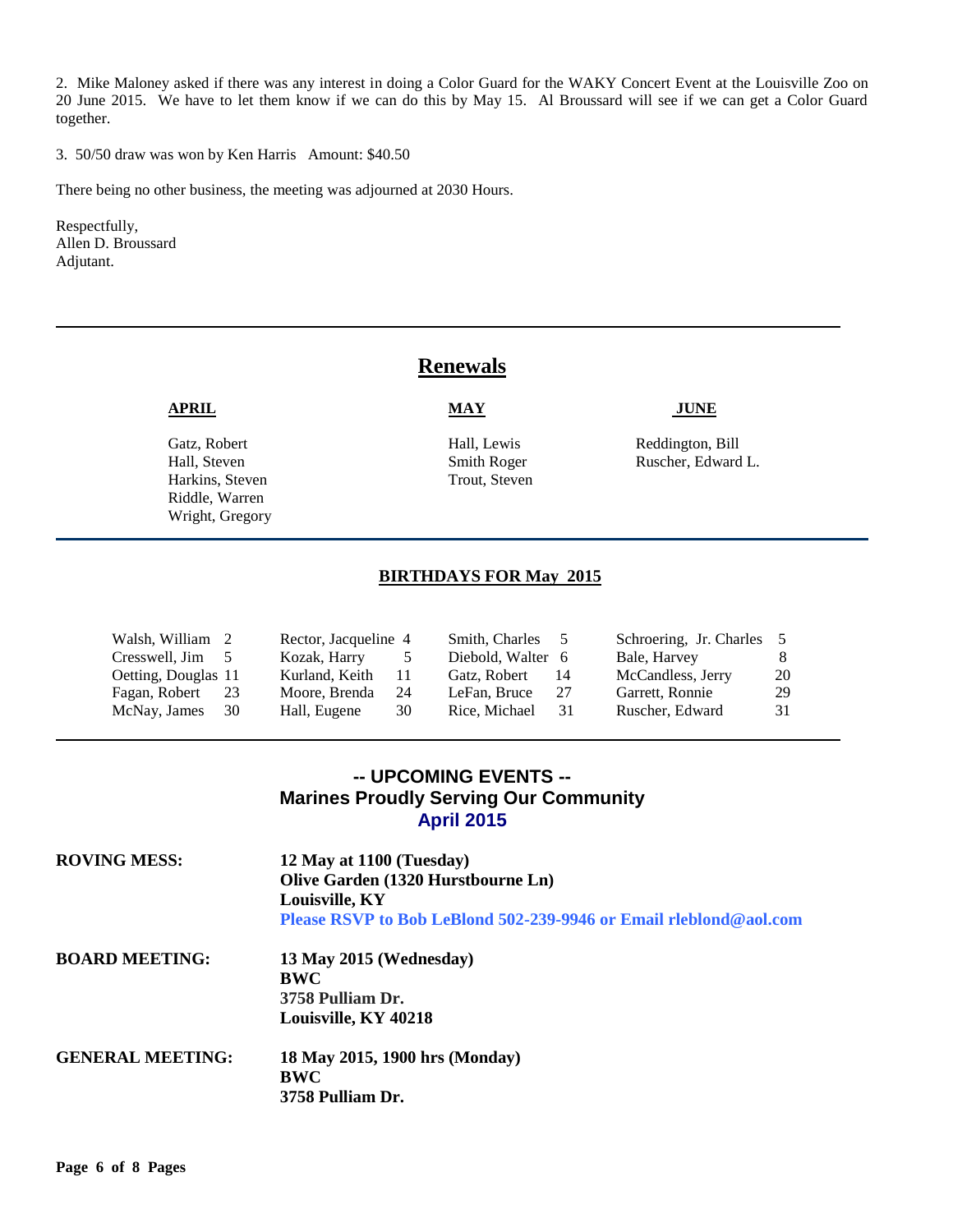2. Mike Maloney asked if there was any interest in doing a Color Guard for the WAKY Concert Event at the Louisville Zoo on 20 June 2015. We have to let them know if we can do this by May 15. Al Broussard will see if we can get a Color Guard together.

3. 50/50 draw was won by Ken Harris Amount: $40.50

There being no other business, the meeting was adjourned at 2030 Hours.

Respectfully,
Allen D. Broussard
Adjutant.

---

## Renewals

| APRIL | MAY | JUNE |
|---|---|---|
| Gatz, Robert | Hall, Lewis | Reddington, Bill |
| Hall, Steven | Smith Roger | Ruscher, Edward L. |
| Harkins, Steven | Trout, Steven | |
| Riddle, Warren | | |
| Wright, Gregory | | |

---

## BIRTHDAYS FOR May 2015

| | | | | | | | |
|---|---|---|---|---|---|---|---|
| Walsh, William | 2 | Rector, Jacqueline | 4 | Smith, Charles | 5 | Schroering, Jr. Charles | 5 |
| Cresswell, Jim | 5 | Kozak, Harry | 5 | Diebold, Walter | 6 | Bale, Harvey | 8 |
| Oetting, Douglas | 11 | Kurland, Keith | 11 | Gatz, Robert | 14 | McCandless, Jerry | 20 |
| Fagan, Robert | 23 | Moore, Brenda | 24 | LeFan, Bruce | 27 | Garrett, Ronnie | 29 |
| McNay, James | 30 | Hall, Eugene | 30 | Rice, Michael | 31 | Ruscher, Edward | 31 |

---

## -- UPCOMING EVENTS --
## Marines Proudly Serving Our Community
## April 2015

**ROVING MESS:**
**12 May at 1100 (Tuesday)**
**Olive Garden (1320 Hurstbourne Ln)**
**Louisville, KY**
**Please RSVP to Bob LeBlond 502-239-9946 or Email rleblond@aol.com**

**BOARD MEETING:**
**13 May 2015 (Wednesday)**
**BWC**
**3758 Pulliam Dr.**
**Louisville, KY 40218**

**GENERAL MEETING:**
**18 May 2015, 1900 hrs (Monday)**
**BWC**
**3758 Pulliam Dr.**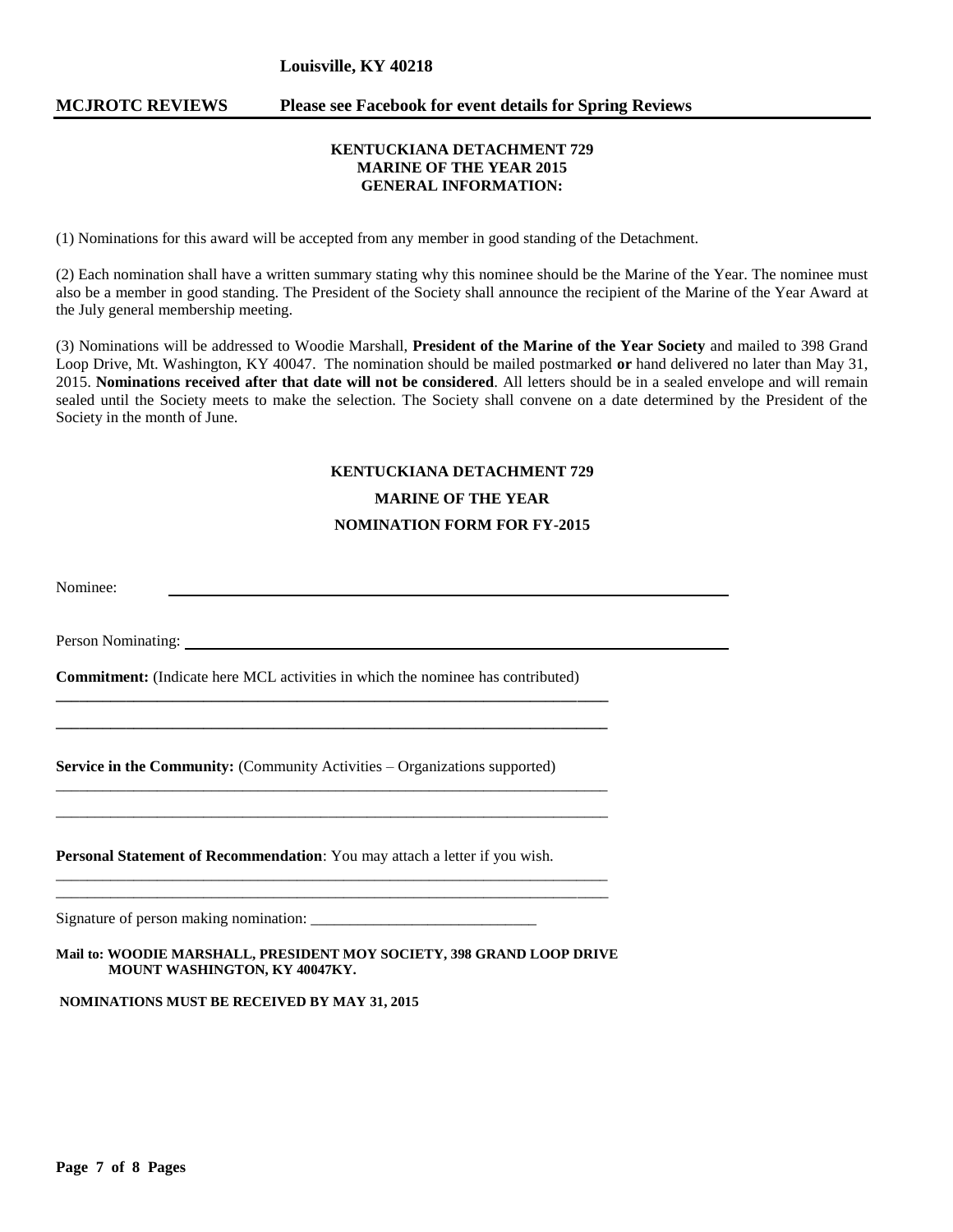**Louisville, KY 40218**

**MCJROTC REVIEWS** **Please see Facebook for event details for Spring Reviews**

---

**KENTUCKIANA DETACHMENT 729**
**MARINE OF THE YEAR 2015**
**GENERAL INFORMATION:**

(1) Nominations for this award will be accepted from any member in good standing of the Detachment.

(2) Each nomination shall have a written summary stating why this nominee should be the Marine of the Year. The nominee must also be a member in good standing. The President of the Society shall announce the recipient of the Marine of the Year Award at the July general membership meeting.

(3) Nominations will be addressed to Woodie Marshall, **President of the Marine of the Year Society** and mailed to 398 Grand Loop Drive, Mt. Washington, KY 40047. The nomination should be mailed postmarked **or** hand delivered no later than May 31, 2015. **Nominations received after that date will not be considered**. All letters should be in a sealed envelope and will remain sealed until the Society meets to make the selection. The Society shall convene on a date determined by the President of the Society in the month of June.

**KENTUCKIANA DETACHMENT 729**

**MARINE OF THE YEAR**

**NOMINATION FORM FOR FY-2015**

Nominee: ______________________________________________

Person Nominating: ______________________________________________

**Commitment:** (Indicate here MCL activities in which the nominee has contributed)

______________________________________________

______________________________________________

**Service in the Community:** (Community Activities – Organizations supported)

______________________________________________

______________________________________________

**Personal Statement of Recommendation**: You may attach a letter if you wish.

______________________________________________

______________________________________________

Signature of person making nomination: ______________________________

**Mail to: WOODIE MARSHALL, PRESIDENT MOY SOCIETY, 398 GRAND LOOP DRIVE MOUNT WASHINGTON, KY 40047KY.**

**NOMINATIONS MUST BE RECEIVED BY MAY 31, 2015**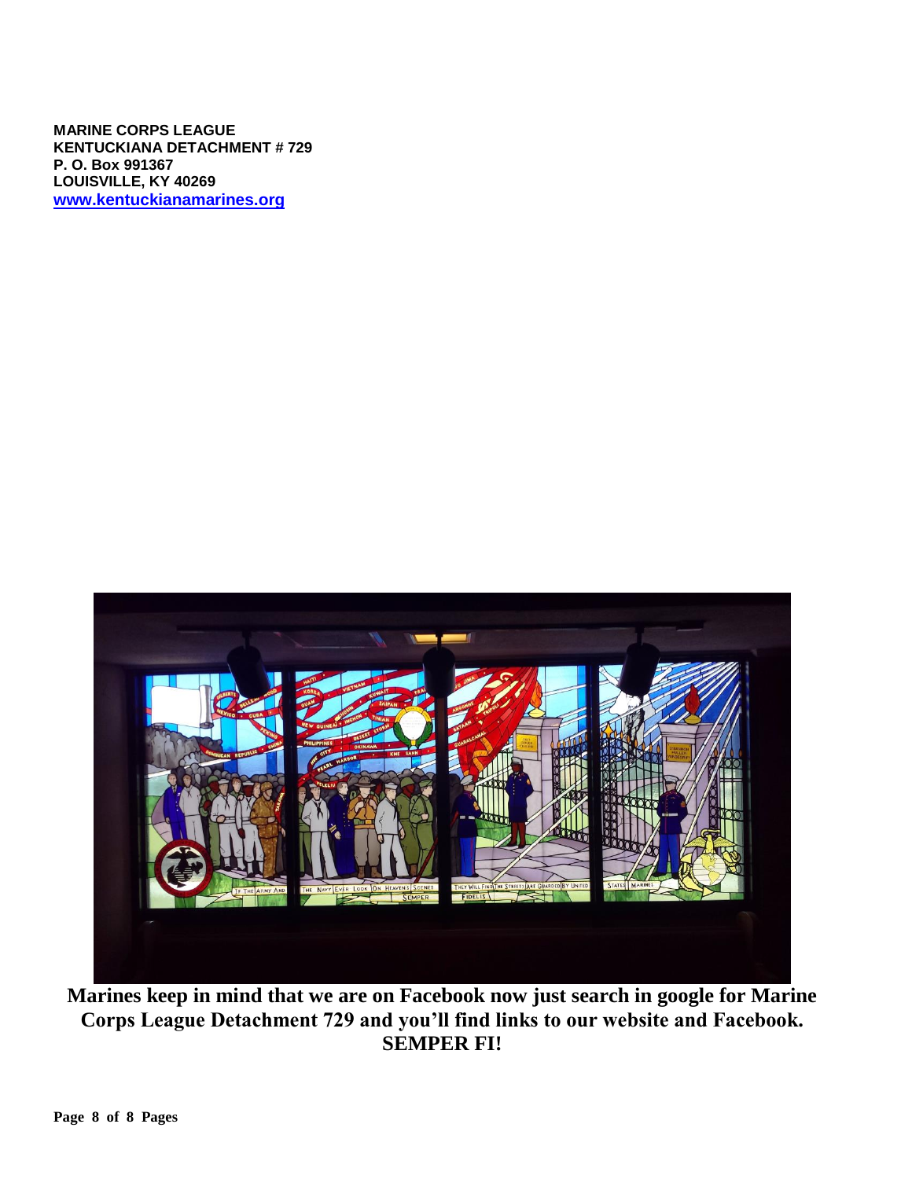**MARINE CORPS LEAGUE**
**KENTUCKIANA DETACHMENT # 729**
**P. O. Box 991367**
**LOUISVILLE, KY 40269**
**[www.kentuckianamarines.org](http://www.kentuckianamarines.org)**

**Marines keep in mind that we are on Facebook now just search in google for Marine Corps League Detachment 729 and you'll find links to our website and Facebook. SEMPER FI!**